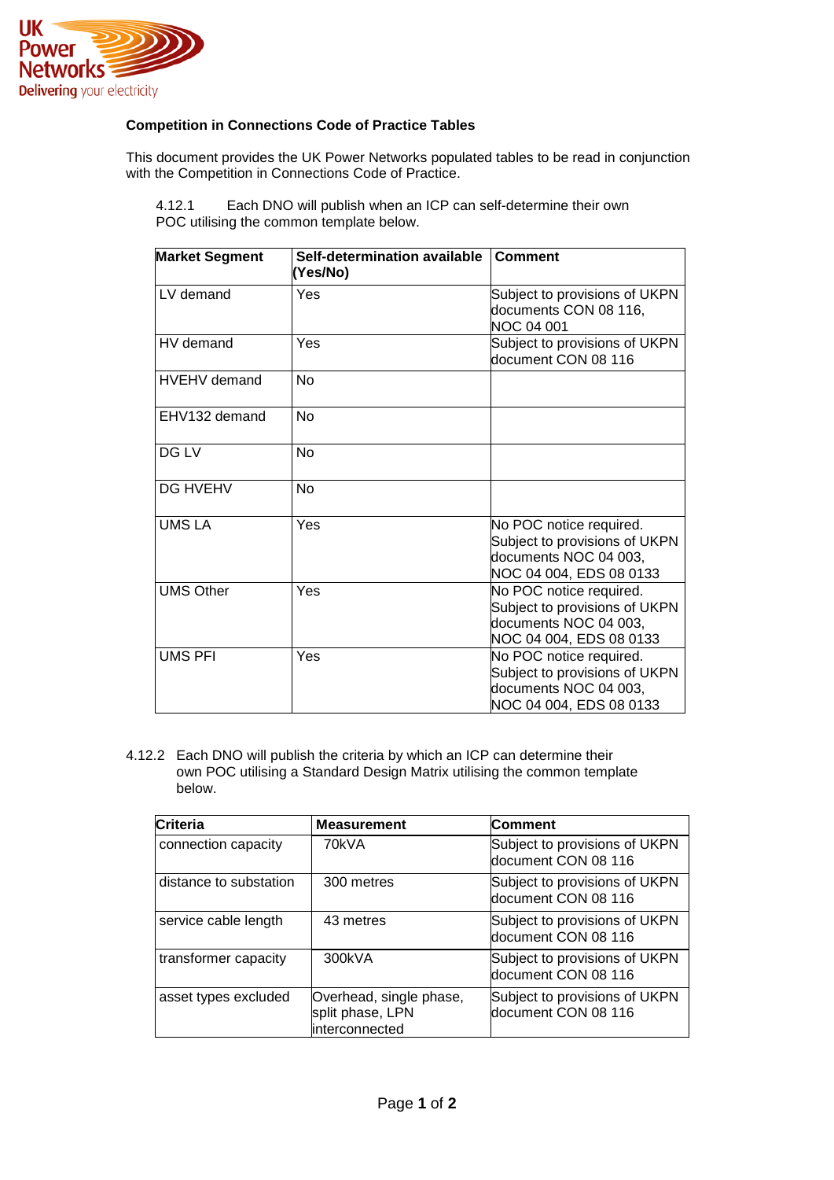**Competition in Connections Code of Practice Tables**

This document provides the UK Power Networks populated tables to be read in conjunction with the Competition in Connections Code of Practice.

4.12.1 Each DNO will publish when an ICP can self-determine their own POC utilising the common template below.

| Market Segment | Self-determination available (Yes/No) | Comment |
|---|---|---|
| LV demand | Yes | Subject to provisions of UKPN documents CON 08 116, NOC 04 001 |
| HV demand | Yes | Subject to provisions of UKPN document CON 08 116 |
| HVEHV demand | No | |
| EHV132 demand | No | |
| DG LV | No | |
| DG HVEHV | No | |
| UMS LA | Yes | No POC notice required. Subject to provisions of UKPN documents NOC 04 003, NOC 04 004, EDS 08 0133 |
| UMS Other | Yes | No POC notice required. Subject to provisions of UKPN documents NOC 04 003, NOC 04 004, EDS 08 0133 |
| UMS PFI | Yes | No POC notice required. Subject to provisions of UKPN documents NOC 04 003, NOC 04 004, EDS 08 0133 |

4.12.2 Each DNO will publish the criteria by which an ICP can determine their own POC utilising a Standard Design Matrix utilising the common template below.

| Criteria | Measurement | Comment |
|---|---|---|
| connection capacity | 70kVA | Subject to provisions of UKPN document CON 08 116 |
| distance to substation | 300 metres | Subject to provisions of UKPN document CON 08 116 |
| service cable length | 43 metres | Subject to provisions of UKPN document CON 08 116 |
| transformer capacity | 300kVA | Subject to provisions of UKPN document CON 08 116 |
| asset types excluded | Overhead, single phase, split phase, LPN interconnected | Subject to provisions of UKPN document CON 08 116 |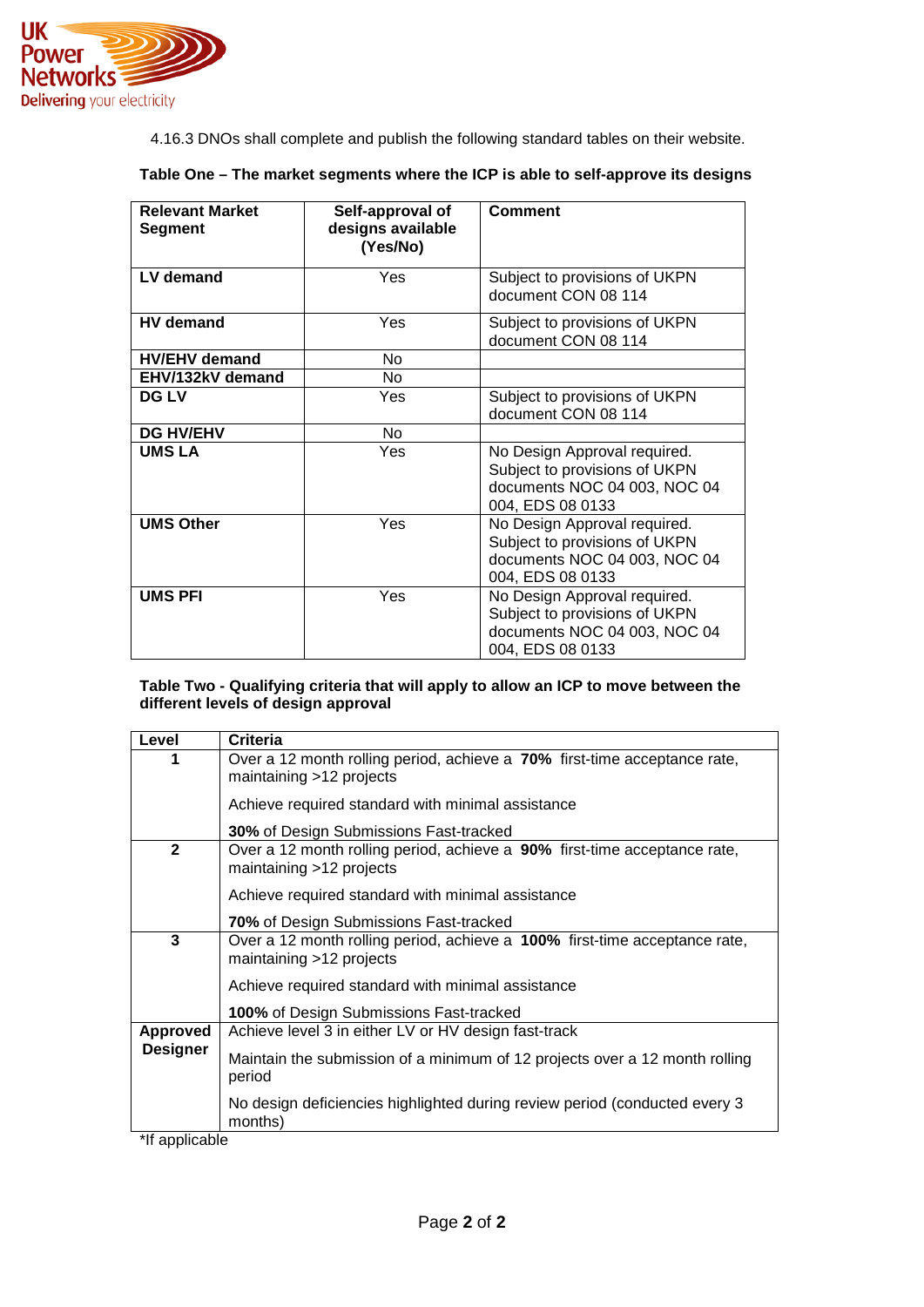4.16.3 DNOs shall complete and publish the following standard tables on their website.

**Table One – The market segments where the ICP is able to self-approve its designs**

| Relevant Market Segment | Self-approval of designs available (Yes/No) | Comment |
|---|---|---|
| **LV demand** | Yes | Subject to provisions of UKPN document CON 08 114 |
| **HV demand** | Yes | Subject to provisions of UKPN document CON 08 114 |
| **HV/EHV demand** | No | |
| **EHV/132kV demand** | No | |
| **DG LV** | Yes | Subject to provisions of UKPN document CON 08 114 |
| **DG HV/EHV** | No | |
| **UMS LA** | Yes | No Design Approval required. Subject to provisions of UKPN documents NOC 04 003, NOC 04 004, EDS 08 0133 |
| **UMS Other** | Yes | No Design Approval required. Subject to provisions of UKPN documents NOC 04 003, NOC 04 004, EDS 08 0133 |
| **UMS PFI** | Yes | No Design Approval required. Subject to provisions of UKPN documents NOC 04 003, NOC 04 004, EDS 08 0133 |

**Table Two - Qualifying criteria that will apply to allow an ICP to move between the different levels of design approval**

| Level | Criteria |
|---|---|
| **1** | Over a 12 month rolling period, achieve a **70%** first-time acceptance rate, maintaining >12 projects<br><br>Achieve required standard with minimal assistance<br><br>**30%** of Design Submissions Fast-tracked |
| **2** | Over a 12 month rolling period, achieve a **90%** first-time acceptance rate, maintaining >12 projects<br><br>Achieve required standard with minimal assistance<br><br>**70%** of Design Submissions Fast-tracked |
| **3** | Over a 12 month rolling period, achieve a **100%** first-time acceptance rate, maintaining >12 projects<br><br>Achieve required standard with minimal assistance<br><br>**100%** of Design Submissions Fast-tracked |
| **Approved Designer** | Achieve level 3 in either LV or HV design fast-track<br><br>Maintain the submission of a minimum of 12 projects over a 12 month rolling period<br><br>No design deficiencies highlighted during review period (conducted every 3 months) |

*If applicable